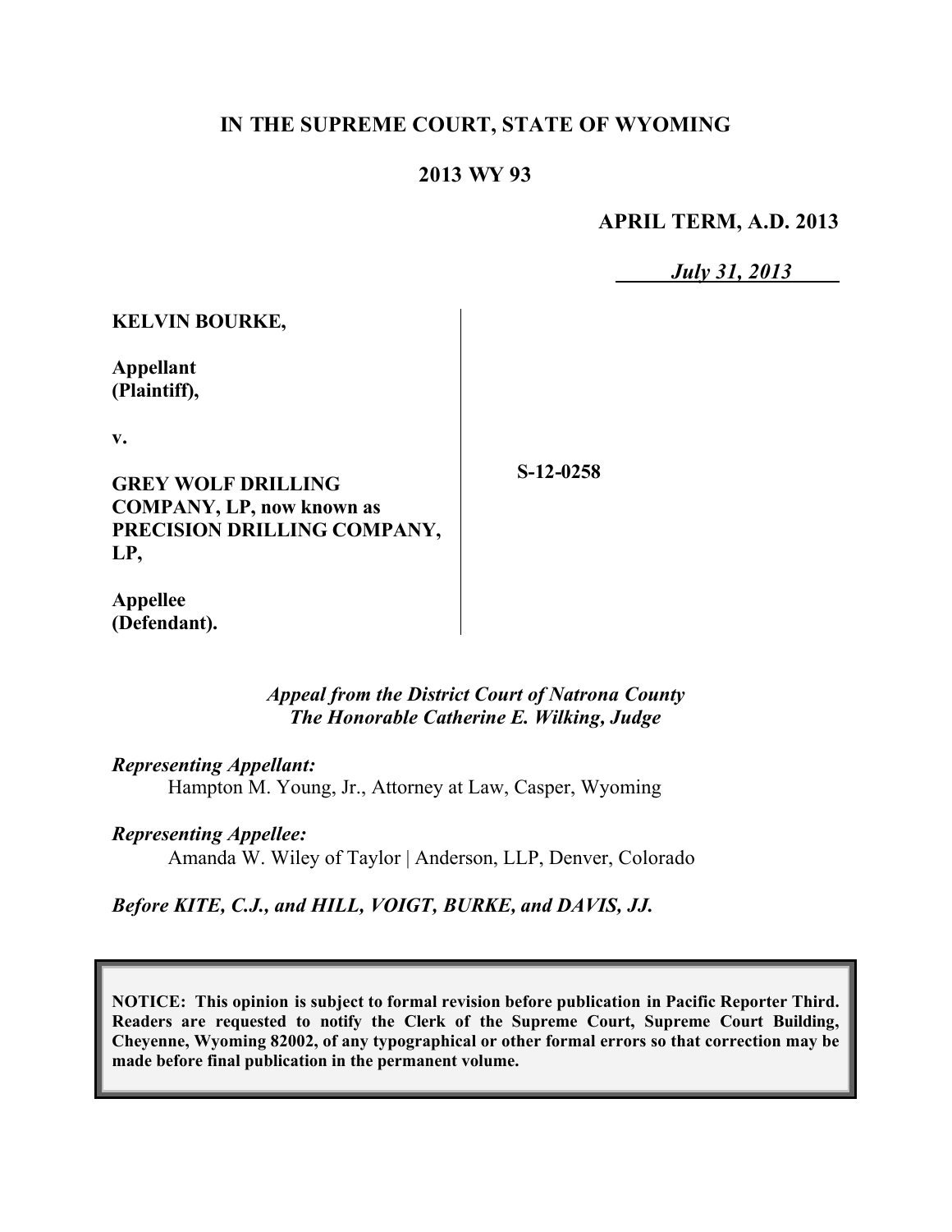**IN THE SUPREME COURT, STATE OF WYOMING**

**2013 WY 93**

**APRIL TERM, A.D. 2013**

*July 31, 2013*

| | |
|---|---|
| **KELVIN BOURKE,**<br><br>**Appellant (Plaintiff),**<br><br>**v.**<br><br>**GREY WOLF DRILLING COMPANY, LP, now known as PRECISION DRILLING COMPANY, LP,**<br><br>**Appellee (Defendant).** | **S-12-0258** |

*Appeal from the District Court of Natrona County*
*The Honorable Catherine E. Wilking, Judge*

*Representing Appellant:*
Hampton M. Young, Jr., Attorney at Law, Casper, Wyoming

*Representing Appellee:*
Amanda W. Wiley of Taylor | Anderson, LLP, Denver, Colorado

*Before KITE, C.J., and HILL, VOIGT, BURKE, and DAVIS, JJ.*

**NOTICE: This opinion is subject to formal revision before publication in Pacific Reporter Third. Readers are requested to notify the Clerk of the Supreme Court, Supreme Court Building, Cheyenne, Wyoming 82002, of any typographical or other formal errors so that correction may be made before final publication in the permanent volume.**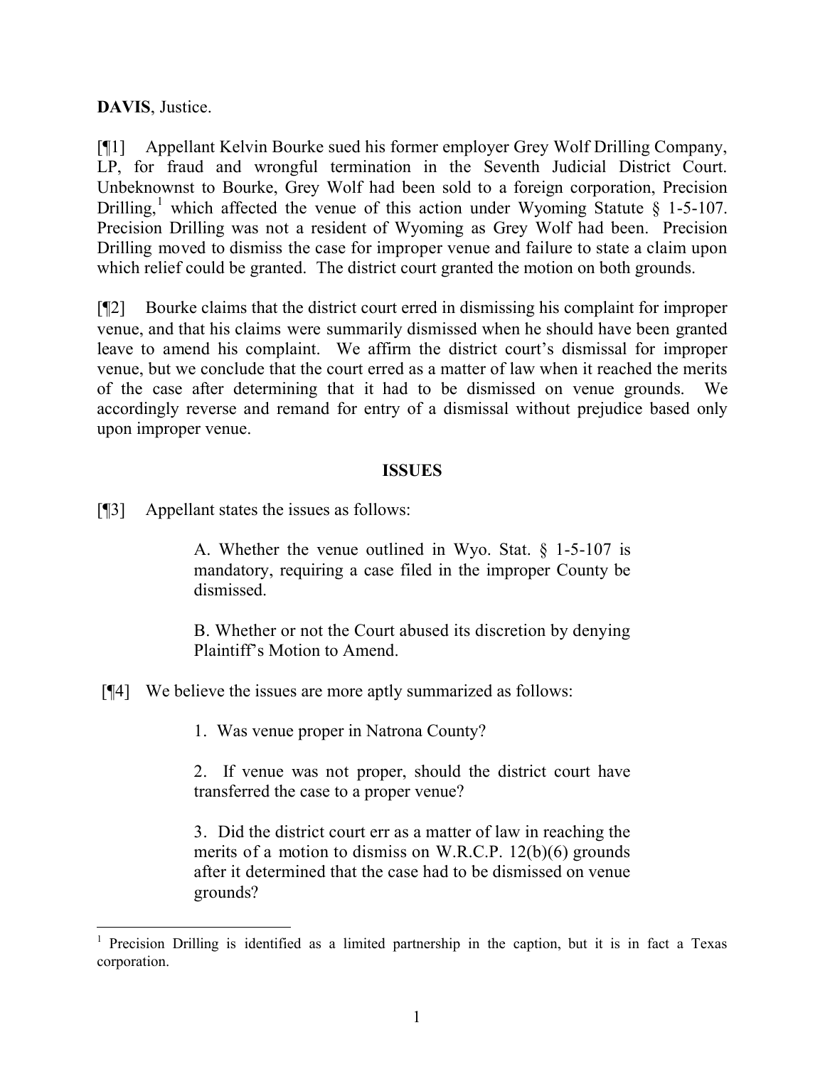**DAVIS**, Justice.

[¶1] Appellant Kelvin Bourke sued his former employer Grey Wolf Drilling Company, LP, for fraud and wrongful termination in the Seventh Judicial District Court. Unbeknownst to Bourke, Grey Wolf had been sold to a foreign corporation, Precision Drilling,[1] which affected the venue of this action under Wyoming Statute § 1-5-107. Precision Drilling was not a resident of Wyoming as Grey Wolf had been. Precision Drilling moved to dismiss the case for improper venue and failure to state a claim upon which relief could be granted. The district court granted the motion on both grounds.

[¶2] Bourke claims that the district court erred in dismissing his complaint for improper venue, and that his claims were summarily dismissed when he should have been granted leave to amend his complaint. We affirm the district court's dismissal for improper venue, but we conclude that the court erred as a matter of law when it reached the merits of the case after determining that it had to be dismissed on venue grounds. We accordingly reverse and remand for entry of a dismissal without prejudice based only upon improper venue.

## ISSUES

[¶3] Appellant states the issues as follows:

> A. Whether the venue outlined in Wyo. Stat. § 1-5-107 is mandatory, requiring a case filed in the improper County be dismissed.
>
> B. Whether or not the Court abused its discretion by denying Plaintiff's Motion to Amend.

[¶4] We believe the issues are more aptly summarized as follows:

> 1. Was venue proper in Natrona County?
>
> 2. If venue was not proper, should the district court have transferred the case to a proper venue?
>
> 3. Did the district court err as a matter of law in reaching the merits of a motion to dismiss on W.R.C.P. 12(b)(6) grounds after it determined that the case had to be dismissed on venue grounds?

---

[1] Precision Drilling is identified as a limited partnership in the caption, but it is in fact a Texas corporation.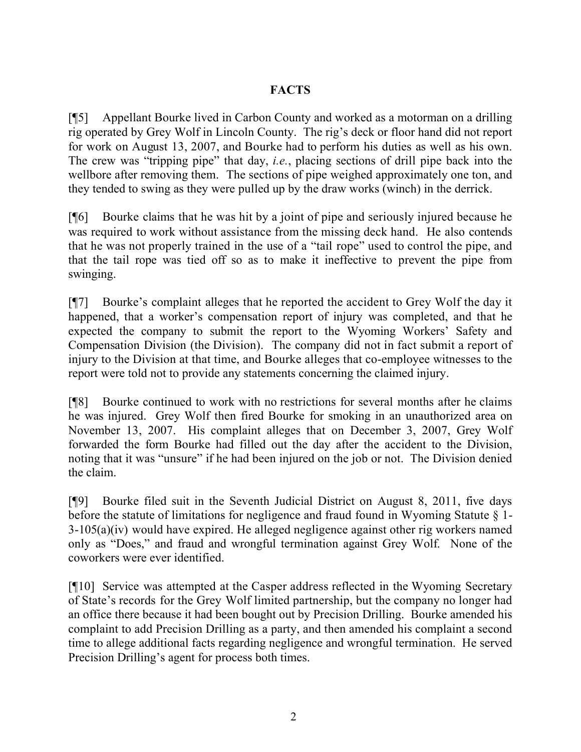## FACTS

[¶5] Appellant Bourke lived in Carbon County and worked as a motorman on a drilling rig operated by Grey Wolf in Lincoln County. The rig's deck or floor hand did not report for work on August 13, 2007, and Bourke had to perform his duties as well as his own. The crew was "tripping pipe" that day, *i.e.*, placing sections of drill pipe back into the wellbore after removing them. The sections of pipe weighed approximately one ton, and they tended to swing as they were pulled up by the draw works (winch) in the derrick.

[¶6] Bourke claims that he was hit by a joint of pipe and seriously injured because he was required to work without assistance from the missing deck hand. He also contends that he was not properly trained in the use of a "tail rope" used to control the pipe, and that the tail rope was tied off so as to make it ineffective to prevent the pipe from swinging.

[¶7] Bourke's complaint alleges that he reported the accident to Grey Wolf the day it happened, that a worker's compensation report of injury was completed, and that he expected the company to submit the report to the Wyoming Workers' Safety and Compensation Division (the Division). The company did not in fact submit a report of injury to the Division at that time, and Bourke alleges that co-employee witnesses to the report were told not to provide any statements concerning the claimed injury.

[¶8] Bourke continued to work with no restrictions for several months after he claims he was injured. Grey Wolf then fired Bourke for smoking in an unauthorized area on November 13, 2007. His complaint alleges that on December 3, 2007, Grey Wolf forwarded the form Bourke had filled out the day after the accident to the Division, noting that it was "unsure" if he had been injured on the job or not. The Division denied the claim.

[¶9] Bourke filed suit in the Seventh Judicial District on August 8, 2011, five days before the statute of limitations for negligence and fraud found in Wyoming Statute § 1-3-105(a)(iv) would have expired. He alleged negligence against other rig workers named only as "Does," and fraud and wrongful termination against Grey Wolf. None of the coworkers were ever identified.

[¶10] Service was attempted at the Casper address reflected in the Wyoming Secretary of State's records for the Grey Wolf limited partnership, but the company no longer had an office there because it had been bought out by Precision Drilling. Bourke amended his complaint to add Precision Drilling as a party, and then amended his complaint a second time to allege additional facts regarding negligence and wrongful termination. He served Precision Drilling's agent for process both times.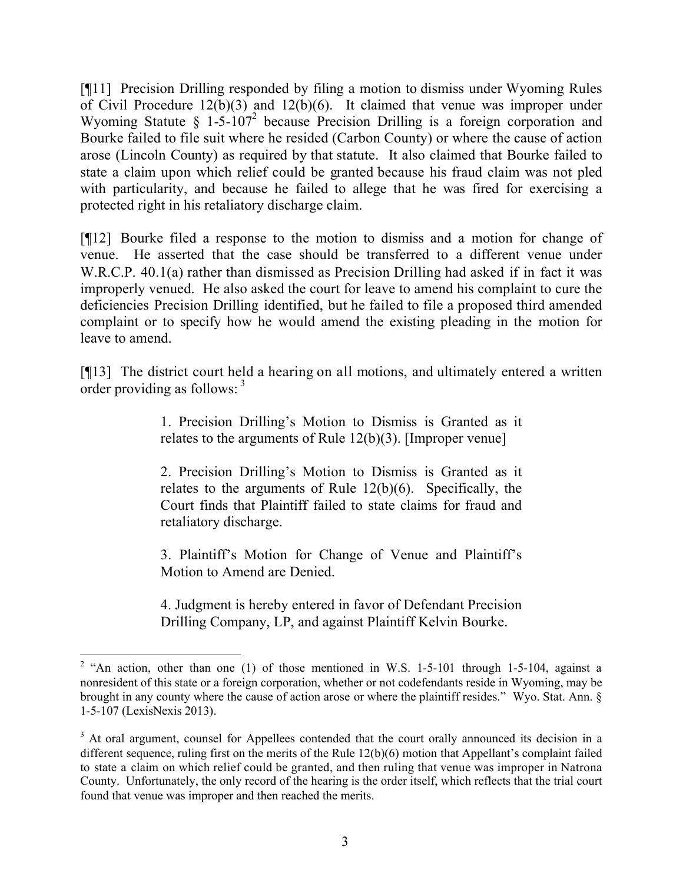[¶11] Precision Drilling responded by filing a motion to dismiss under Wyoming Rules of Civil Procedure 12(b)(3) and 12(b)(6). It claimed that venue was improper under Wyoming Statute § 1-5-107[2] because Precision Drilling is a foreign corporation and Bourke failed to file suit where he resided (Carbon County) or where the cause of action arose (Lincoln County) as required by that statute. It also claimed that Bourke failed to state a claim upon which relief could be granted because his fraud claim was not pled with particularity, and because he failed to allege that he was fired for exercising a protected right in his retaliatory discharge claim.

[¶12] Bourke filed a response to the motion to dismiss and a motion for change of venue. He asserted that the case should be transferred to a different venue under W.R.C.P. 40.1(a) rather than dismissed as Precision Drilling had asked if in fact it was improperly venued. He also asked the court for leave to amend his complaint to cure the deficiencies Precision Drilling identified, but he failed to file a proposed third amended complaint or to specify how he would amend the existing pleading in the motion for leave to amend.

[¶13] The district court held a hearing on all motions, and ultimately entered a written order providing as follows: [3]

> 1. Precision Drilling's Motion to Dismiss is Granted as it relates to the arguments of Rule 12(b)(3). [Improper venue]
>
> 2. Precision Drilling's Motion to Dismiss is Granted as it relates to the arguments of Rule 12(b)(6). Specifically, the Court finds that Plaintiff failed to state claims for fraud and retaliatory discharge.
>
> 3. Plaintiff's Motion for Change of Venue and Plaintiff's Motion to Amend are Denied.
>
> 4. Judgment is hereby entered in favor of Defendant Precision Drilling Company, LP, and against Plaintiff Kelvin Bourke.

---

[2] "An action, other than one (1) of those mentioned in W.S. 1-5-101 through 1-5-104, against a nonresident of this state or a foreign corporation, whether or not codefendants reside in Wyoming, may be brought in any county where the cause of action arose or where the plaintiff resides." Wyo. Stat. Ann. § 1-5-107 (LexisNexis 2013).

[3] At oral argument, counsel for Appellees contended that the court orally announced its decision in a different sequence, ruling first on the merits of the Rule 12(b)(6) motion that Appellant's complaint failed to state a claim on which relief could be granted, and then ruling that venue was improper in Natrona County. Unfortunately, the only record of the hearing is the order itself, which reflects that the trial court found that venue was improper and then reached the merits.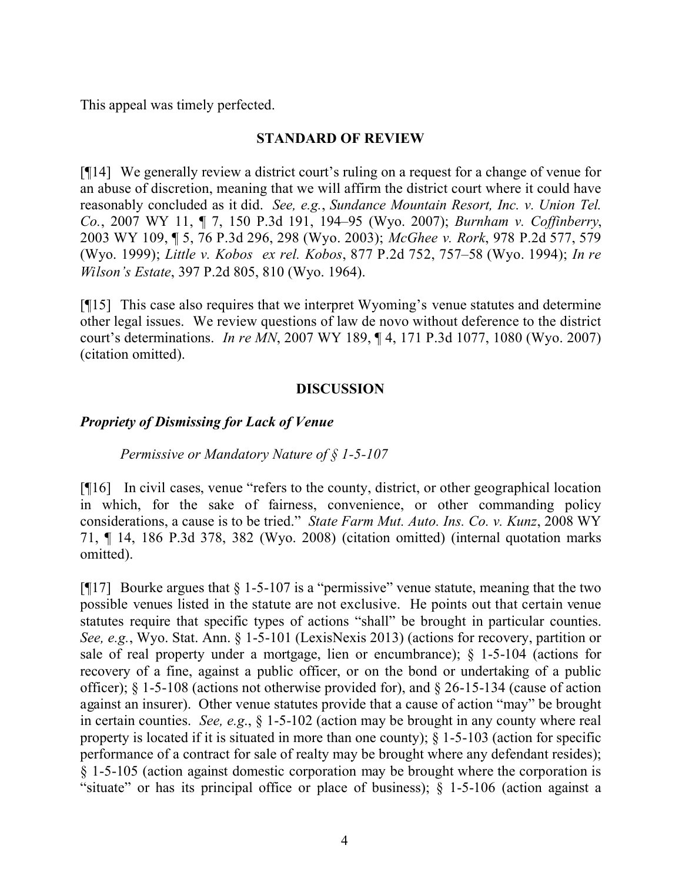This appeal was timely perfected.

## STANDARD OF REVIEW

[¶14] We generally review a district court's ruling on a request for a change of venue for an abuse of discretion, meaning that we will affirm the district court where it could have reasonably concluded as it did. *See, e.g.*, *Sundance Mountain Resort, Inc. v. Union Tel. Co.*, 2007 WY 11, ¶ 7, 150 P.3d 191, 194–95 (Wyo. 2007); *Burnham v. Coffinberry*, 2003 WY 109, ¶ 5, 76 P.3d 296, 298 (Wyo. 2003); *McGhee v. Rork*, 978 P.2d 577, 579 (Wyo. 1999); *Little v. Kobos ex rel. Kobos*, 877 P.2d 752, 757–58 (Wyo. 1994); *In re Wilson's Estate*, 397 P.2d 805, 810 (Wyo. 1964).

[¶15] This case also requires that we interpret Wyoming's venue statutes and determine other legal issues. We review questions of law de novo without deference to the district court's determinations. *In re MN*, 2007 WY 189, ¶ 4, 171 P.3d 1077, 1080 (Wyo. 2007) (citation omitted).

## DISCUSSION

### *Propriety of Dismissing for Lack of Venue*

*Permissive or Mandatory Nature of § 1-5-107*

[¶16] In civil cases, venue "refers to the county, district, or other geographical location in which, for the sake of fairness, convenience, or other commanding policy considerations, a cause is to be tried." *State Farm Mut. Auto. Ins. Co. v. Kunz*, 2008 WY 71, ¶ 14, 186 P.3d 378, 382 (Wyo. 2008) (citation omitted) (internal quotation marks omitted).

[¶17] Bourke argues that § 1-5-107 is a "permissive" venue statute, meaning that the two possible venues listed in the statute are not exclusive. He points out that certain venue statutes require that specific types of actions "shall" be brought in particular counties. *See, e.g.*, Wyo. Stat. Ann. § 1-5-101 (LexisNexis 2013) (actions for recovery, partition or sale of real property under a mortgage, lien or encumbrance); § 1-5-104 (actions for recovery of a fine, against a public officer, or on the bond or undertaking of a public officer); § 1-5-108 (actions not otherwise provided for), and § 26-15-134 (cause of action against an insurer). Other venue statutes provide that a cause of action "may" be brought in certain counties. *See, e.g.*, § 1-5-102 (action may be brought in any county where real property is located if it is situated in more than one county); § 1-5-103 (action for specific performance of a contract for sale of realty may be brought where any defendant resides); § 1-5-105 (action against domestic corporation may be brought where the corporation is "situate" or has its principal office or place of business); § 1-5-106 (action against a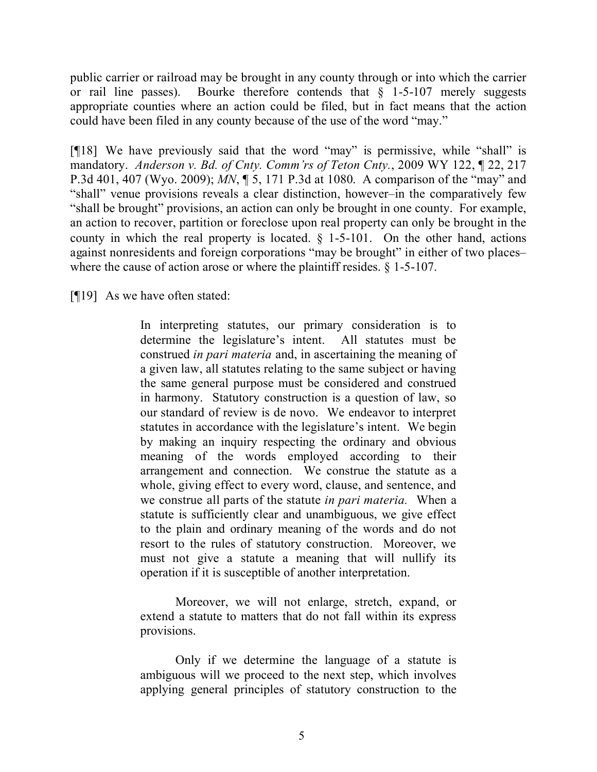public carrier or railroad may be brought in any county through or into which the carrier or rail line passes). Bourke therefore contends that § 1-5-107 merely suggests appropriate counties where an action could be filed, but in fact means that the action could have been filed in any county because of the use of the word "may."

[¶18] We have previously said that the word "may" is permissive, while "shall" is mandatory. *Anderson v. Bd. of Cnty. Comm'rs of Teton Cnty.*, 2009 WY 122, ¶ 22, 217 P.3d 401, 407 (Wyo. 2009); *MN*, ¶ 5, 171 P.3d at 1080. A comparison of the "may" and "shall" venue provisions reveals a clear distinction, however–in the comparatively few "shall be brought" provisions, an action can only be brought in one county. For example, an action to recover, partition or foreclose upon real property can only be brought in the county in which the real property is located. § 1-5-101. On the other hand, actions against nonresidents and foreign corporations "may be brought" in either of two places–where the cause of action arose or where the plaintiff resides. § 1-5-107.

[¶19] As we have often stated:

> In interpreting statutes, our primary consideration is to determine the legislature's intent. All statutes must be construed *in pari materia* and, in ascertaining the meaning of a given law, all statutes relating to the same subject or having the same general purpose must be considered and construed in harmony. Statutory construction is a question of law, so our standard of review is de novo. We endeavor to interpret statutes in accordance with the legislature's intent. We begin by making an inquiry respecting the ordinary and obvious meaning of the words employed according to their arrangement and connection. We construe the statute as a whole, giving effect to every word, clause, and sentence, and we construe all parts of the statute *in pari materia.* When a statute is sufficiently clear and unambiguous, we give effect to the plain and ordinary meaning of the words and do not resort to the rules of statutory construction. Moreover, we must not give a statute a meaning that will nullify its operation if it is susceptible of another interpretation.
>
> Moreover, we will not enlarge, stretch, expand, or extend a statute to matters that do not fall within its express provisions.
>
> Only if we determine the language of a statute is ambiguous will we proceed to the next step, which involves applying general principles of statutory construction to the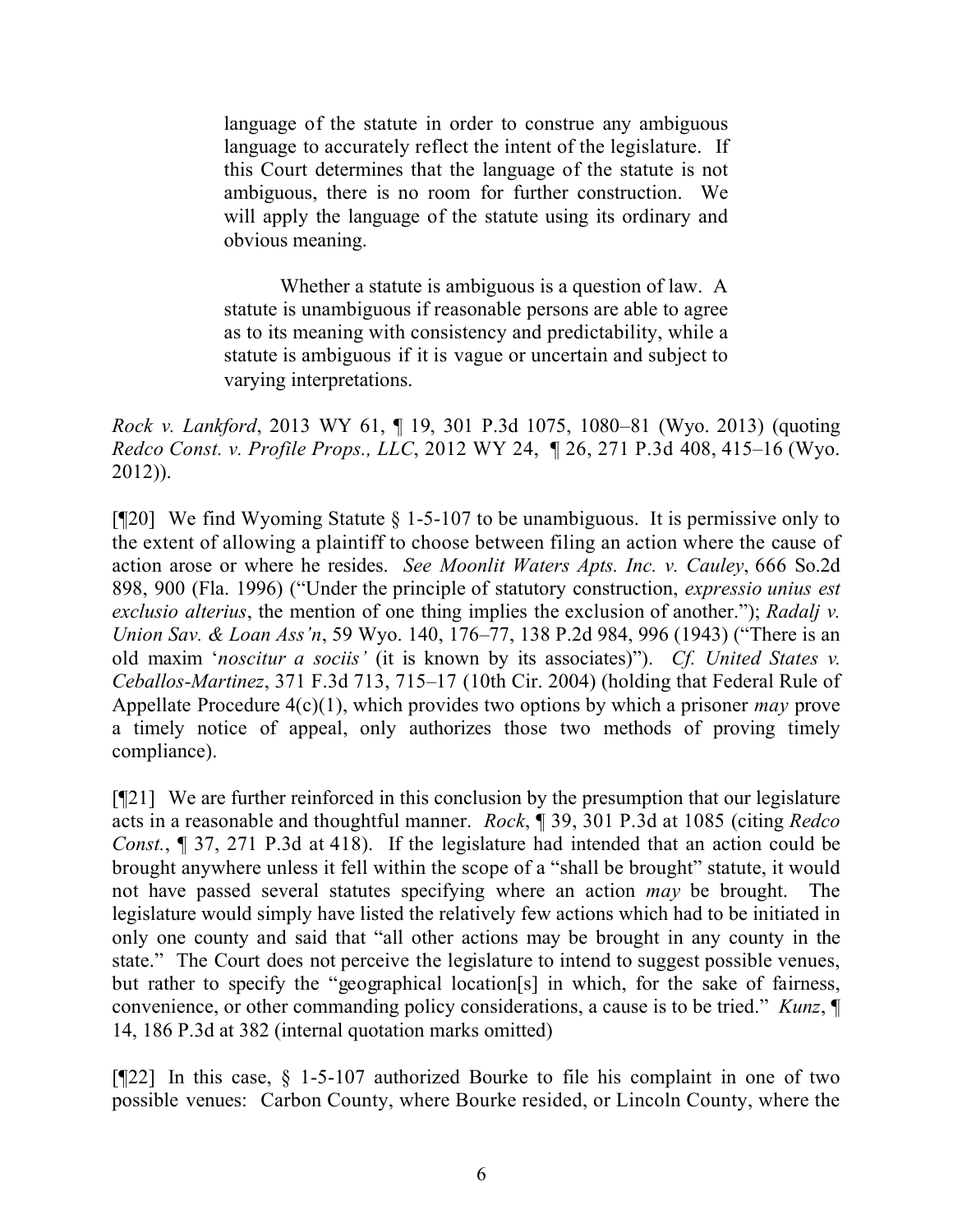> language of the statute in order to construe any ambiguous language to accurately reflect the intent of the legislature. If this Court determines that the language of the statute is not ambiguous, there is no room for further construction. We will apply the language of the statute using its ordinary and obvious meaning.
>
> Whether a statute is ambiguous is a question of law. A statute is unambiguous if reasonable persons are able to agree as to its meaning with consistency and predictability, while a statute is ambiguous if it is vague or uncertain and subject to varying interpretations.

*Rock v. Lankford*, 2013 WY 61, ¶ 19, 301 P.3d 1075, 1080–81 (Wyo. 2013) (quoting *Redco Const. v. Profile Props., LLC*, 2012 WY 24, ¶ 26, 271 P.3d 408, 415–16 (Wyo. 2012)).

[¶20] We find Wyoming Statute § 1-5-107 to be unambiguous. It is permissive only to the extent of allowing a plaintiff to choose between filing an action where the cause of action arose or where he resides. *See Moonlit Waters Apts. Inc. v. Cauley*, 666 So.2d 898, 900 (Fla. 1996) ("Under the principle of statutory construction, *expressio unius est exclusio alterius*, the mention of one thing implies the exclusion of another."); *Radalj v. Union Sav. & Loan Ass'n*, 59 Wyo. 140, 176–77, 138 P.2d 984, 996 (1943) ("There is an old maxim '*noscitur a sociis'* (it is known by its associates)"). *Cf. United States v. Ceballos-Martinez*, 371 F.3d 713, 715–17 (10th Cir. 2004) (holding that Federal Rule of Appellate Procedure 4(c)(1), which provides two options by which a prisoner *may* prove a timely notice of appeal, only authorizes those two methods of proving timely compliance).

[¶21] We are further reinforced in this conclusion by the presumption that our legislature acts in a reasonable and thoughtful manner. *Rock*, ¶ 39, 301 P.3d at 1085 (citing *Redco Const.*, ¶ 37, 271 P.3d at 418). If the legislature had intended that an action could be brought anywhere unless it fell within the scope of a "shall be brought" statute, it would not have passed several statutes specifying where an action *may* be brought. The legislature would simply have listed the relatively few actions which had to be initiated in only one county and said that "all other actions may be brought in any county in the state." The Court does not perceive the legislature to intend to suggest possible venues, but rather to specify the "geographical location[s] in which, for the sake of fairness, convenience, or other commanding policy considerations, a cause is to be tried." *Kunz*, ¶ 14, 186 P.3d at 382 (internal quotation marks omitted)

[¶22] In this case, § 1-5-107 authorized Bourke to file his complaint in one of two possible venues: Carbon County, where Bourke resided, or Lincoln County, where the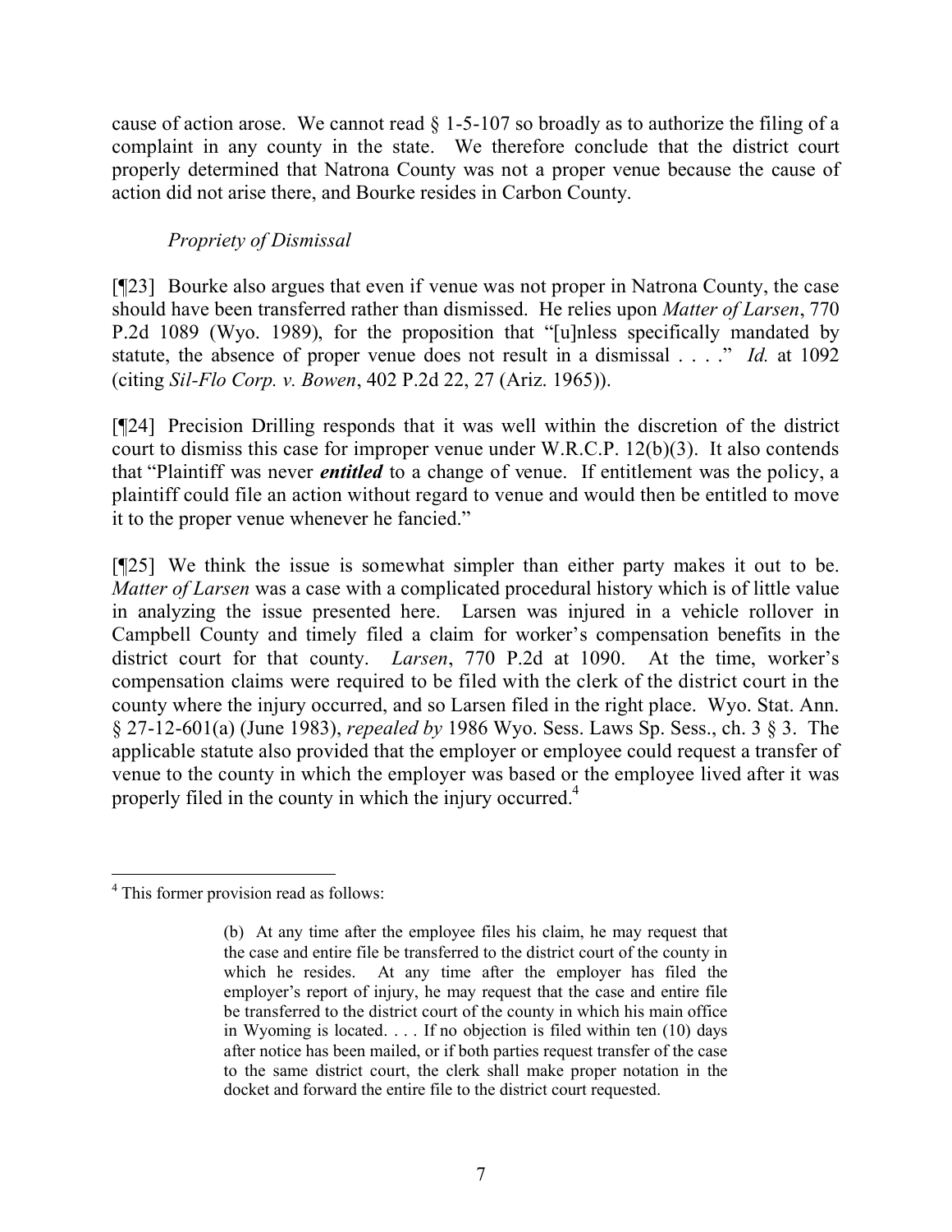cause of action arose. We cannot read § 1-5-107 so broadly as to authorize the filing of a complaint in any county in the state. We therefore conclude that the district court properly determined that Natrona County was not a proper venue because the cause of action did not arise there, and Bourke resides in Carbon County.

*Propriety of Dismissal*

[¶23] Bourke also argues that even if venue was not proper in Natrona County, the case should have been transferred rather than dismissed. He relies upon *Matter of Larsen*, 770 P.2d 1089 (Wyo. 1989), for the proposition that "[u]nless specifically mandated by statute, the absence of proper venue does not result in a dismissal . . . ." *Id.* at 1092 (citing *Sil-Flo Corp. v. Bowen*, 402 P.2d 22, 27 (Ariz. 1965)).

[¶24] Precision Drilling responds that it was well within the discretion of the district court to dismiss this case for improper venue under W.R.C.P. 12(b)(3). It also contends that "Plaintiff was never ***entitled*** to a change of venue. If entitlement was the policy, a plaintiff could file an action without regard to venue and would then be entitled to move it to the proper venue whenever he fancied."

[¶25] We think the issue is somewhat simpler than either party makes it out to be. *Matter of Larsen* was a case with a complicated procedural history which is of little value in analyzing the issue presented here. Larsen was injured in a vehicle rollover in Campbell County and timely filed a claim for worker's compensation benefits in the district court for that county. *Larsen*, 770 P.2d at 1090. At the time, worker's compensation claims were required to be filed with the clerk of the district court in the county where the injury occurred, and so Larsen filed in the right place. Wyo. Stat. Ann. § 27-12-601(a) (June 1983), *repealed by* 1986 Wyo. Sess. Laws Sp. Sess., ch. 3 § 3. The applicable statute also provided that the employer or employee could request a transfer of venue to the county in which the employer was based or the employee lived after it was properly filed in the county in which the injury occurred.[4]

---

[4] This former provision read as follows:

> (b) At any time after the employee files his claim, he may request that the case and entire file be transferred to the district court of the county in which he resides. At any time after the employer has filed the employer's report of injury, he may request that the case and entire file be transferred to the district court of the county in which his main office in Wyoming is located. . . . If no objection is filed within ten (10) days after notice has been mailed, or if both parties request transfer of the case to the same district court, the clerk shall make proper notation in the docket and forward the entire file to the district court requested.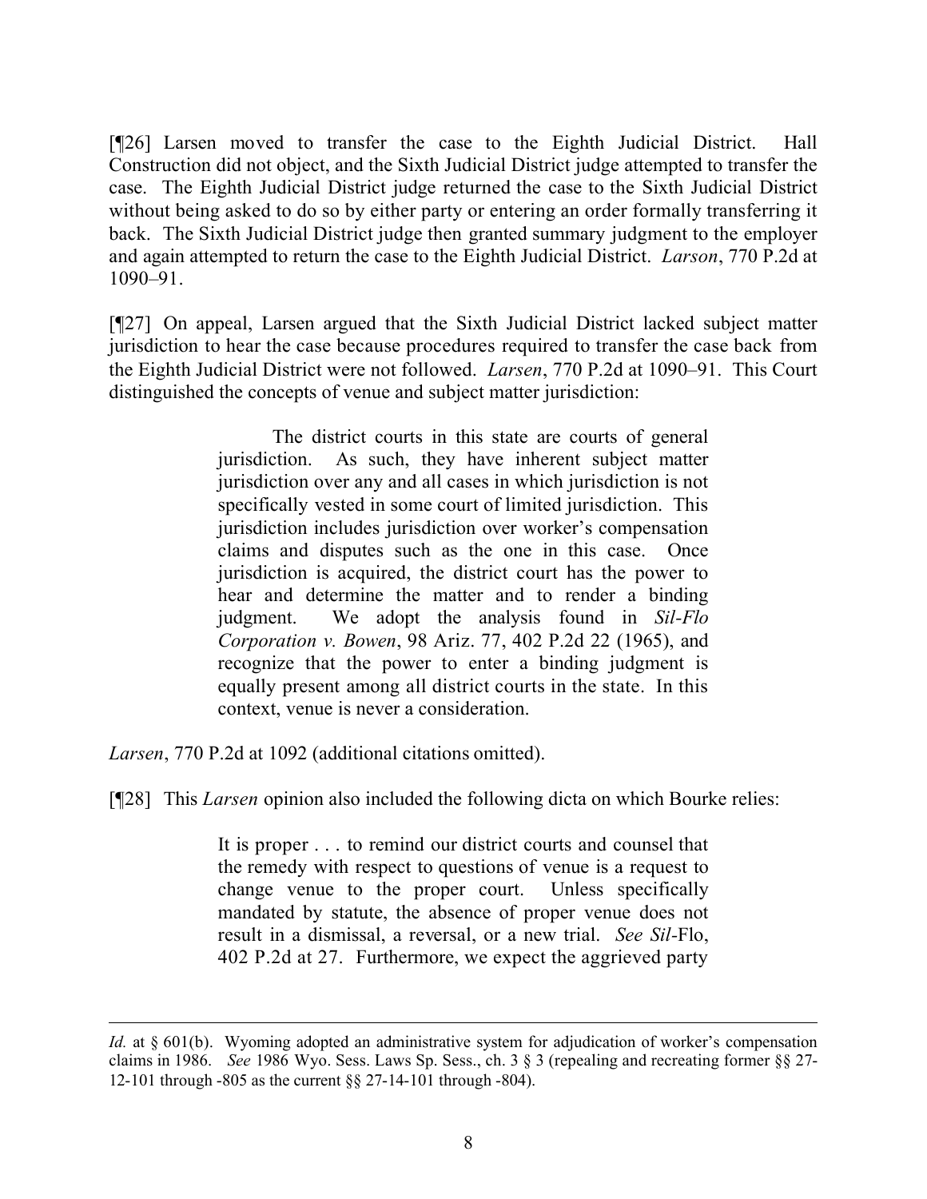[¶26] Larsen moved to transfer the case to the Eighth Judicial District. Hall Construction did not object, and the Sixth Judicial District judge attempted to transfer the case. The Eighth Judicial District judge returned the case to the Sixth Judicial District without being asked to do so by either party or entering an order formally transferring it back. The Sixth Judicial District judge then granted summary judgment to the employer and again attempted to return the case to the Eighth Judicial District. *Larson*, 770 P.2d at 1090–91.

[¶27] On appeal, Larsen argued that the Sixth Judicial District lacked subject matter jurisdiction to hear the case because procedures required to transfer the case back from the Eighth Judicial District were not followed. *Larsen*, 770 P.2d at 1090–91. This Court distinguished the concepts of venue and subject matter jurisdiction:

> The district courts in this state are courts of general jurisdiction. As such, they have inherent subject matter jurisdiction over any and all cases in which jurisdiction is not specifically vested in some court of limited jurisdiction. This jurisdiction includes jurisdiction over worker's compensation claims and disputes such as the one in this case. Once jurisdiction is acquired, the district court has the power to hear and determine the matter and to render a binding judgment. We adopt the analysis found in *Sil-Flo Corporation v. Bowen*, 98 Ariz. 77, 402 P.2d 22 (1965), and recognize that the power to enter a binding judgment is equally present among all district courts in the state. In this context, venue is never a consideration.

*Larsen*, 770 P.2d at 1092 (additional citations omitted).

[¶28] This *Larsen* opinion also included the following dicta on which Bourke relies:

> It is proper . . . to remind our district courts and counsel that the remedy with respect to questions of venue is a request to change venue to the proper court. Unless specifically mandated by statute, the absence of proper venue does not result in a dismissal, a reversal, or a new trial. *See Sil*-Flo, 402 P.2d at 27. Furthermore, we expect the aggrieved party

---

*Id.* at § 601(b). Wyoming adopted an administrative system for adjudication of worker's compensation claims in 1986. *See* 1986 Wyo. Sess. Laws Sp. Sess., ch. 3 § 3 (repealing and recreating former §§ 27-12-101 through -805 as the current §§ 27-14-101 through -804).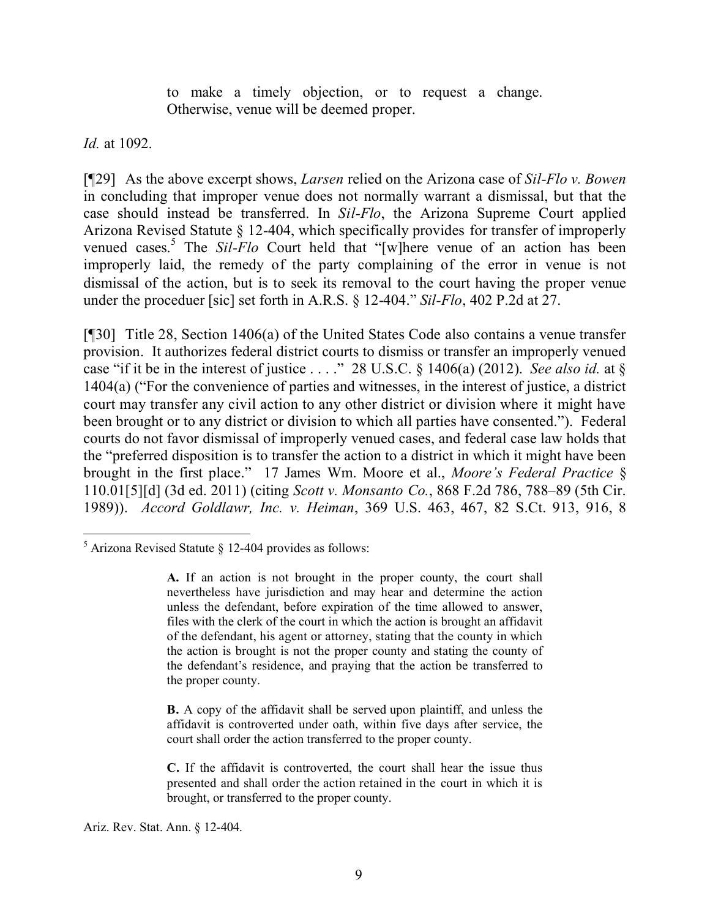> to make a timely objection, or to request a change. Otherwise, venue will be deemed proper.

*Id.* at 1092.

[¶29] As the above excerpt shows, *Larsen* relied on the Arizona case of *Sil-Flo v. Bowen* in concluding that improper venue does not normally warrant a dismissal, but that the case should instead be transferred. In *Sil-Flo*, the Arizona Supreme Court applied Arizona Revised Statute § 12-404, which specifically provides for transfer of improperly venued cases.[5] The *Sil-Flo* Court held that "[w]here venue of an action has been improperly laid, the remedy of the party complaining of the error in venue is not dismissal of the action, but is to seek its removal to the court having the proper venue under the proceduer [sic] set forth in A.R.S. § 12-404." *Sil-Flo*, 402 P.2d at 27.

[¶30] Title 28, Section 1406(a) of the United States Code also contains a venue transfer provision. It authorizes federal district courts to dismiss or transfer an improperly venued case "if it be in the interest of justice . . . ." 28 U.S.C. § 1406(a) (2012). *See also id.* at § 1404(a) ("For the convenience of parties and witnesses, in the interest of justice, a district court may transfer any civil action to any other district or division where it might have been brought or to any district or division to which all parties have consented."). Federal courts do not favor dismissal of improperly venued cases, and federal case law holds that the "preferred disposition is to transfer the action to a district in which it might have been brought in the first place." 17 James Wm. Moore et al., *Moore's Federal Practice* § 110.01[5][d] (3d ed. 2011) (citing *Scott v. Monsanto Co.*, 868 F.2d 786, 788–89 (5th Cir. 1989)). *Accord Goldlawr, Inc. v. Heiman*, 369 U.S. 463, 467, 82 S.Ct. 913, 916, 8

---

[5] Arizona Revised Statute § 12-404 provides as follows:

> **A.** If an action is not brought in the proper county, the court shall nevertheless have jurisdiction and may hear and determine the action unless the defendant, before expiration of the time allowed to answer, files with the clerk of the court in which the action is brought an affidavit of the defendant, his agent or attorney, stating that the county in which the action is brought is not the proper county and stating the county of the defendant's residence, and praying that the action be transferred to the proper county.
>
> **B.** A copy of the affidavit shall be served upon plaintiff, and unless the affidavit is controverted under oath, within five days after service, the court shall order the action transferred to the proper county.
>
> **C.** If the affidavit is controverted, the court shall hear the issue thus presented and shall order the action retained in the court in which it is brought, or transferred to the proper county.

Ariz. Rev. Stat. Ann. § 12-404.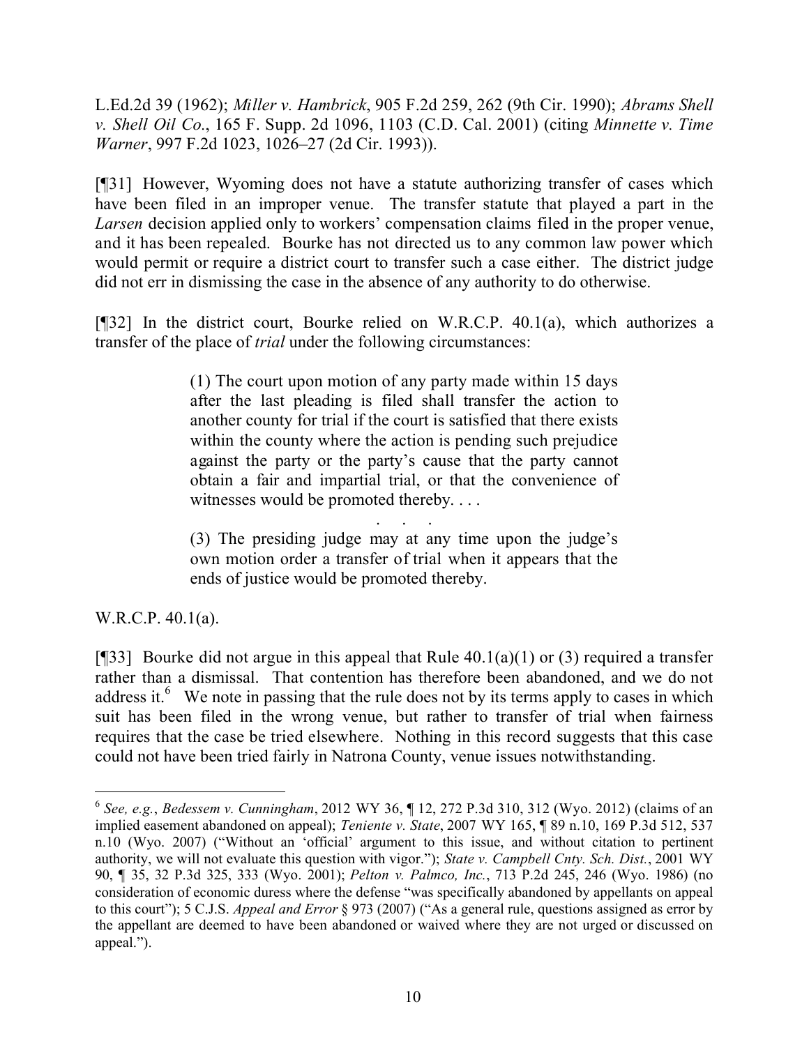L.Ed.2d 39 (1962); *Miller v. Hambrick*, 905 F.2d 259, 262 (9th Cir. 1990); *Abrams Shell v. Shell Oil Co.*, 165 F. Supp. 2d 1096, 1103 (C.D. Cal. 2001) (citing *Minnette v. Time Warner*, 997 F.2d 1023, 1026–27 (2d Cir. 1993)).

[¶31] However, Wyoming does not have a statute authorizing transfer of cases which have been filed in an improper venue. The transfer statute that played a part in the *Larsen* decision applied only to workers' compensation claims filed in the proper venue, and it has been repealed. Bourke has not directed us to any common law power which would permit or require a district court to transfer such a case either. The district judge did not err in dismissing the case in the absence of any authority to do otherwise.

[¶32] In the district court, Bourke relied on W.R.C.P. 40.1(a), which authorizes a transfer of the place of *trial* under the following circumstances:

> (1) The court upon motion of any party made within 15 days after the last pleading is filed shall transfer the action to another county for trial if the court is satisfied that there exists within the county where the action is pending such prejudice against the party or the party's cause that the party cannot obtain a fair and impartial trial, or that the convenience of witnesses would be promoted thereby. . . .
>
> . . .
>
> (3) The presiding judge may at any time upon the judge's own motion order a transfer of trial when it appears that the ends of justice would be promoted thereby.

W.R.C.P. 40.1(a).

[¶33] Bourke did not argue in this appeal that Rule 40.1(a)(1) or (3) required a transfer rather than a dismissal. That contention has therefore been abandoned, and we do not address it.[6] We note in passing that the rule does not by its terms apply to cases in which suit has been filed in the wrong venue, but rather to transfer of trial when fairness requires that the case be tried elsewhere. Nothing in this record suggests that this case could not have been tried fairly in Natrona County, venue issues notwithstanding.

---

[6] *See, e.g.*, *Bedessem v. Cunningham*, 2012 WY 36, ¶ 12, 272 P.3d 310, 312 (Wyo. 2012) (claims of an implied easement abandoned on appeal); *Teniente v. State*, 2007 WY 165, ¶ 89 n.10, 169 P.3d 512, 537 n.10 (Wyo. 2007) ("Without an 'official' argument to this issue, and without citation to pertinent authority, we will not evaluate this question with vigor."); *State v. Campbell Cnty. Sch. Dist.*, 2001 WY 90, ¶ 35, 32 P.3d 325, 333 (Wyo. 2001); *Pelton v. Palmco, Inc.*, 713 P.2d 245, 246 (Wyo. 1986) (no consideration of economic duress where the defense "was specifically abandoned by appellants on appeal to this court"); 5 C.J.S. *Appeal and Error* § 973 (2007) ("As a general rule, questions assigned as error by the appellant are deemed to have been abandoned or waived where they are not urged or discussed on appeal.").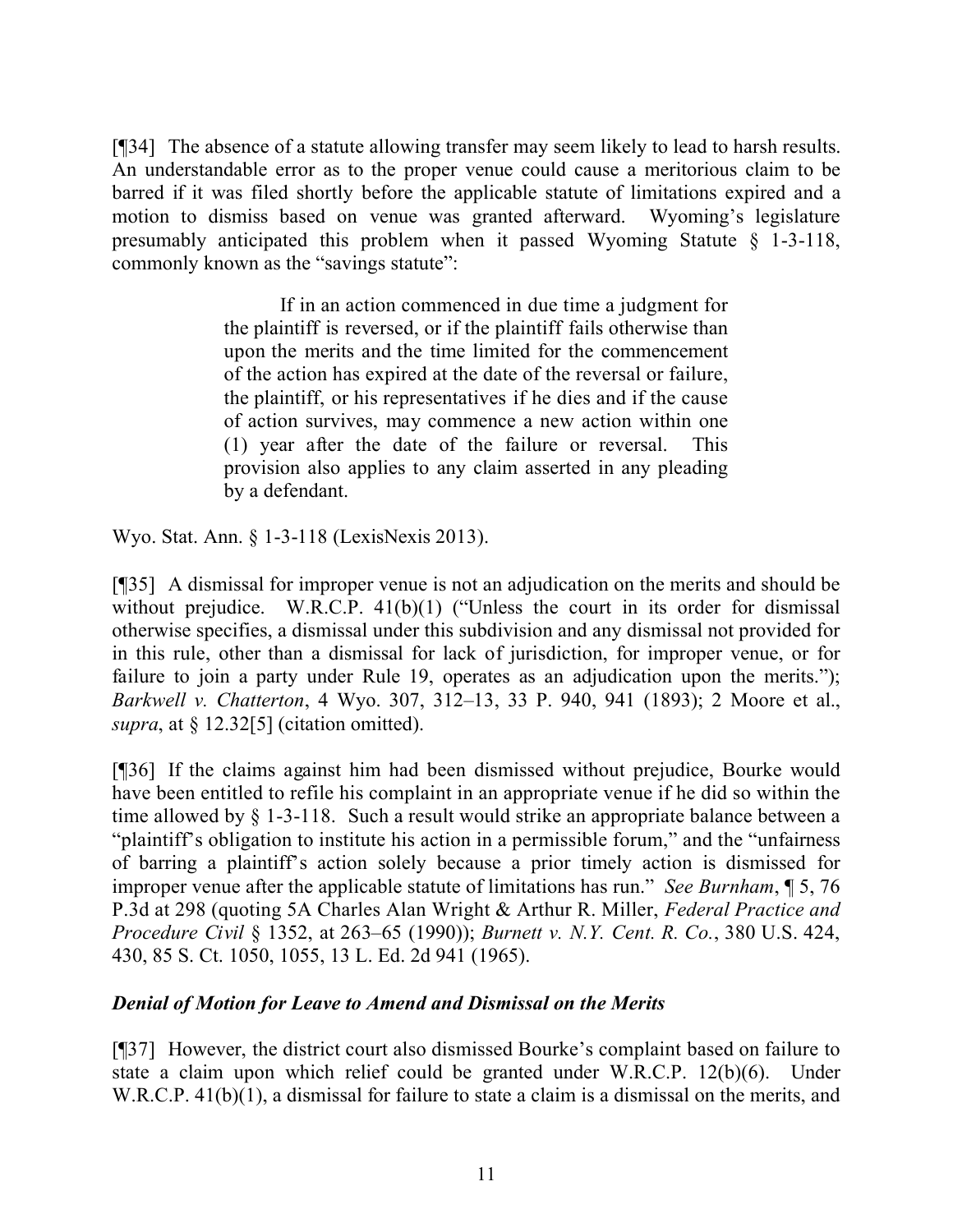[¶34] The absence of a statute allowing transfer may seem likely to lead to harsh results. An understandable error as to the proper venue could cause a meritorious claim to be barred if it was filed shortly before the applicable statute of limitations expired and a motion to dismiss based on venue was granted afterward. Wyoming's legislature presumably anticipated this problem when it passed Wyoming Statute § 1-3-118, commonly known as the "savings statute":

> If in an action commenced in due time a judgment for the plaintiff is reversed, or if the plaintiff fails otherwise than upon the merits and the time limited for the commencement of the action has expired at the date of the reversal or failure, the plaintiff, or his representatives if he dies and if the cause of action survives, may commence a new action within one (1) year after the date of the failure or reversal. This provision also applies to any claim asserted in any pleading by a defendant.

Wyo. Stat. Ann. § 1-3-118 (LexisNexis 2013).

[¶35] A dismissal for improper venue is not an adjudication on the merits and should be without prejudice. W.R.C.P. 41(b)(1) ("Unless the court in its order for dismissal otherwise specifies, a dismissal under this subdivision and any dismissal not provided for in this rule, other than a dismissal for lack of jurisdiction, for improper venue, or for failure to join a party under Rule 19, operates as an adjudication upon the merits."); *Barkwell v. Chatterton*, 4 Wyo. 307, 312–13, 33 P. 940, 941 (1893); 2 Moore et al., *supra*, at § 12.32[5] (citation omitted).

[¶36] If the claims against him had been dismissed without prejudice, Bourke would have been entitled to refile his complaint in an appropriate venue if he did so within the time allowed by § 1-3-118. Such a result would strike an appropriate balance between a "plaintiff's obligation to institute his action in a permissible forum," and the "unfairness of barring a plaintiff's action solely because a prior timely action is dismissed for improper venue after the applicable statute of limitations has run." *See Burnham*, ¶ 5, 76 P.3d at 298 (quoting 5A Charles Alan Wright & Arthur R. Miller, *Federal Practice and Procedure Civil* § 1352, at 263–65 (1990)); *Burnett v. N.Y. Cent. R. Co.*, 380 U.S. 424, 430, 85 S. Ct. 1050, 1055, 13 L. Ed. 2d 941 (1965).

### *Denial of Motion for Leave to Amend and Dismissal on the Merits*

[¶37] However, the district court also dismissed Bourke's complaint based on failure to state a claim upon which relief could be granted under W.R.C.P. 12(b)(6). Under W.R.C.P. 41(b)(1), a dismissal for failure to state a claim is a dismissal on the merits, and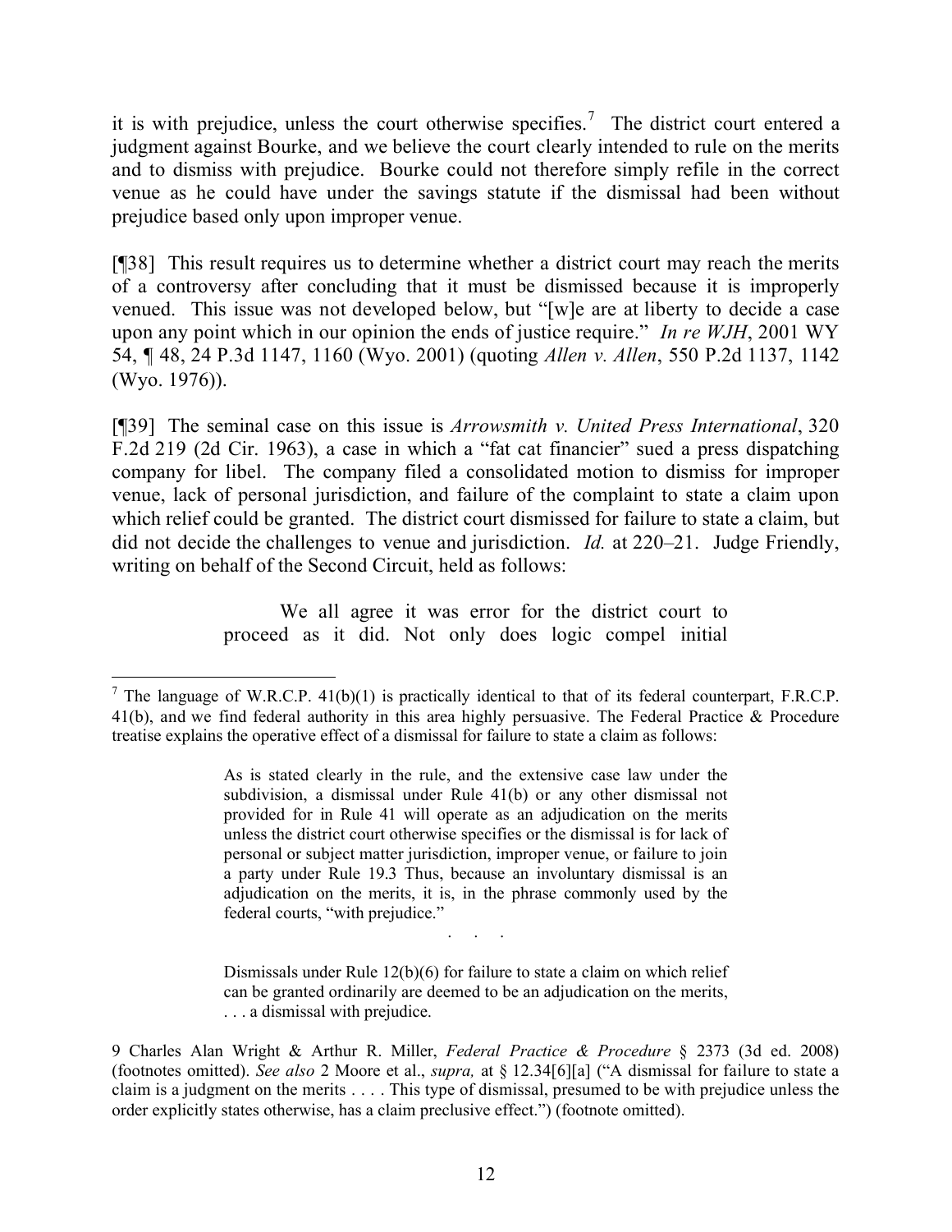it is with prejudice, unless the court otherwise specifies.[7] The district court entered a judgment against Bourke, and we believe the court clearly intended to rule on the merits and to dismiss with prejudice. Bourke could not therefore simply refile in the correct venue as he could have under the savings statute if the dismissal had been without prejudice based only upon improper venue.

[¶38] This result requires us to determine whether a district court may reach the merits of a controversy after concluding that it must be dismissed because it is improperly venued. This issue was not developed below, but "[w]e are at liberty to decide a case upon any point which in our opinion the ends of justice require." *In re WJH*, 2001 WY 54, ¶ 48, 24 P.3d 1147, 1160 (Wyo. 2001) (quoting *Allen v. Allen*, 550 P.2d 1137, 1142 (Wyo. 1976)).

[¶39] The seminal case on this issue is *Arrowsmith v. United Press International*, 320 F.2d 219 (2d Cir. 1963), a case in which a "fat cat financier" sued a press dispatching company for libel. The company filed a consolidated motion to dismiss for improper venue, lack of personal jurisdiction, and failure of the complaint to state a claim upon which relief could be granted. The district court dismissed for failure to state a claim, but did not decide the challenges to venue and jurisdiction. *Id.* at 220–21. Judge Friendly, writing on behalf of the Second Circuit, held as follows:

> We all agree it was error for the district court to proceed as it did. Not only does logic compel initial

---

[7] The language of W.R.C.P. 41(b)(1) is practically identical to that of its federal counterpart, F.R.C.P. 41(b), and we find federal authority in this area highly persuasive. The Federal Practice & Procedure treatise explains the operative effect of a dismissal for failure to state a claim as follows:

> As is stated clearly in the rule, and the extensive case law under the subdivision, a dismissal under Rule 41(b) or any other dismissal not provided for in Rule 41 will operate as an adjudication on the merits unless the district court otherwise specifies or the dismissal is for lack of personal or subject matter jurisdiction, improper venue, or failure to join a party under Rule 19.3 Thus, because an involuntary dismissal is an adjudication on the merits, it is, in the phrase commonly used by the federal courts, "with prejudice."
>
> . . .
>
> Dismissals under Rule 12(b)(6) for failure to state a claim on which relief can be granted ordinarily are deemed to be an adjudication on the merits, . . . a dismissal with prejudice.

9 Charles Alan Wright & Arthur R. Miller, *Federal Practice & Procedure* § 2373 (3d ed. 2008) (footnotes omitted). *See also* 2 Moore et al., *supra,* at § 12.34[6][a] ("A dismissal for failure to state a claim is a judgment on the merits . . . . This type of dismissal, presumed to be with prejudice unless the order explicitly states otherwise, has a claim preclusive effect.") (footnote omitted).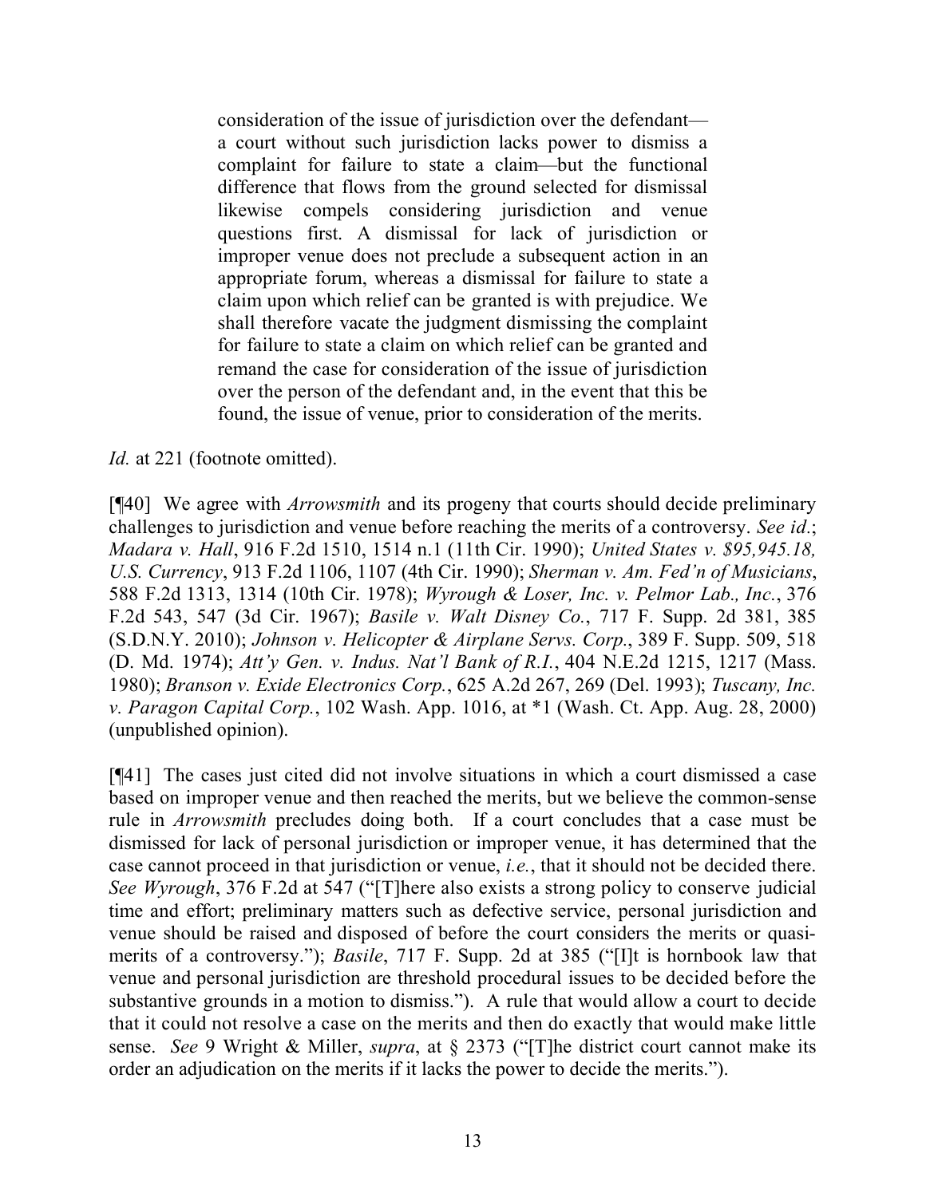> consideration of the issue of jurisdiction over the defendant—a court without such jurisdiction lacks power to dismiss a complaint for failure to state a claim—but the functional difference that flows from the ground selected for dismissal likewise compels considering jurisdiction and venue questions first. A dismissal for lack of jurisdiction or improper venue does not preclude a subsequent action in an appropriate forum, whereas a dismissal for failure to state a claim upon which relief can be granted is with prejudice. We shall therefore vacate the judgment dismissing the complaint for failure to state a claim on which relief can be granted and remand the case for consideration of the issue of jurisdiction over the person of the defendant and, in the event that this be found, the issue of venue, prior to consideration of the merits.

*Id.* at 221 (footnote omitted).

[¶40] We agree with *Arrowsmith* and its progeny that courts should decide preliminary challenges to jurisdiction and venue before reaching the merits of a controversy. *See id.*; *Madara v. Hall*, 916 F.2d 1510, 1514 n.1 (11th Cir. 1990); *United States v. $95,945.18, U.S. Currency*, 913 F.2d 1106, 1107 (4th Cir. 1990); *Sherman v. Am. Fed'n of Musicians*, 588 F.2d 1313, 1314 (10th Cir. 1978); *Wyrough & Loser, Inc. v. Pelmor Lab., Inc.*, 376 F.2d 543, 547 (3d Cir. 1967); *Basile v. Walt Disney Co.*, 717 F. Supp. 2d 381, 385 (S.D.N.Y. 2010); *Johnson v. Helicopter & Airplane Servs. Corp.*, 389 F. Supp. 509, 518 (D. Md. 1974); *Att'y Gen. v. Indus. Nat'l Bank of R.I.*, 404 N.E.2d 1215, 1217 (Mass. 1980); *Branson v. Exide Electronics Corp.*, 625 A.2d 267, 269 (Del. 1993); *Tuscany, Inc. v. Paragon Capital Corp.*, 102 Wash. App. 1016, at *1 (Wash. Ct. App. Aug. 28, 2000) (unpublished opinion).

[¶41] The cases just cited did not involve situations in which a court dismissed a case based on improper venue and then reached the merits, but we believe the common-sense rule in *Arrowsmith* precludes doing both. If a court concludes that a case must be dismissed for lack of personal jurisdiction or improper venue, it has determined that the case cannot proceed in that jurisdiction or venue, *i.e.*, that it should not be decided there. *See Wyrough*, 376 F.2d at 547 ("[T]here also exists a strong policy to conserve judicial time and effort; preliminary matters such as defective service, personal jurisdiction and venue should be raised and disposed of before the court considers the merits or quasi-merits of a controversy."); *Basile*, 717 F. Supp. 2d at 385 ("[I]t is hornbook law that venue and personal jurisdiction are threshold procedural issues to be decided before the substantive grounds in a motion to dismiss."). A rule that would allow a court to decide that it could not resolve a case on the merits and then do exactly that would make little sense. *See* 9 Wright & Miller, *supra*, at § 2373 ("[T]he district court cannot make its order an adjudication on the merits if it lacks the power to decide the merits.").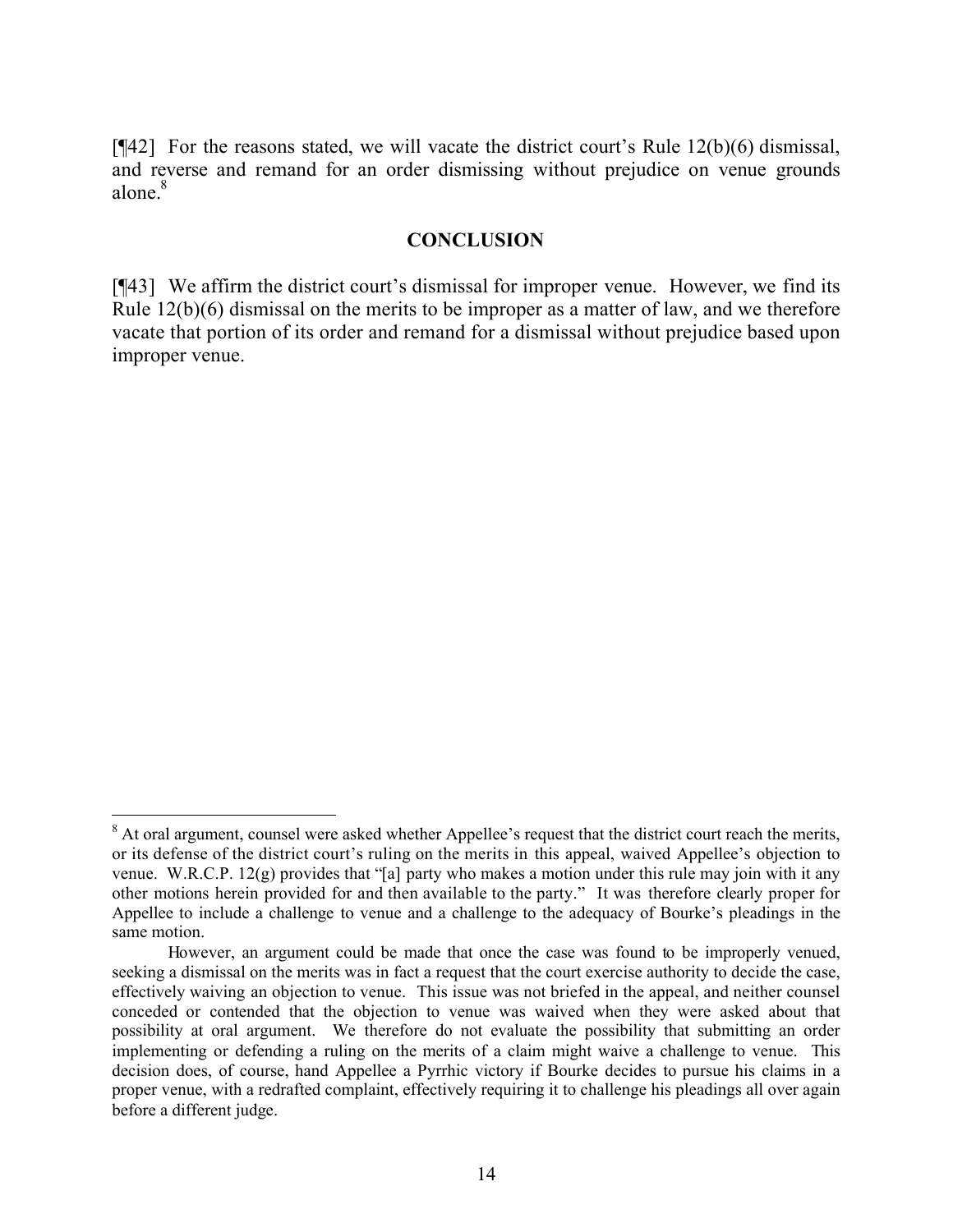[¶42] For the reasons stated, we will vacate the district court's Rule 12(b)(6) dismissal, and reverse and remand for an order dismissing without prejudice on venue grounds alone.[8]

## CONCLUSION

[¶43] We affirm the district court's dismissal for improper venue. However, we find its Rule 12(b)(6) dismissal on the merits to be improper as a matter of law, and we therefore vacate that portion of its order and remand for a dismissal without prejudice based upon improper venue.

---

[8] At oral argument, counsel were asked whether Appellee's request that the district court reach the merits, or its defense of the district court's ruling on the merits in this appeal, waived Appellee's objection to venue. W.R.C.P. 12(g) provides that "[a] party who makes a motion under this rule may join with it any other motions herein provided for and then available to the party." It was therefore clearly proper for Appellee to include a challenge to venue and a challenge to the adequacy of Bourke's pleadings in the same motion.

However, an argument could be made that once the case was found to be improperly venued, seeking a dismissal on the merits was in fact a request that the court exercise authority to decide the case, effectively waiving an objection to venue. This issue was not briefed in the appeal, and neither counsel conceded or contended that the objection to venue was waived when they were asked about that possibility at oral argument. We therefore do not evaluate the possibility that submitting an order implementing or defending a ruling on the merits of a claim might waive a challenge to venue. This decision does, of course, hand Appellee a Pyrrhic victory if Bourke decides to pursue his claims in a proper venue, with a redrafted complaint, effectively requiring it to challenge his pleadings all over again before a different judge.